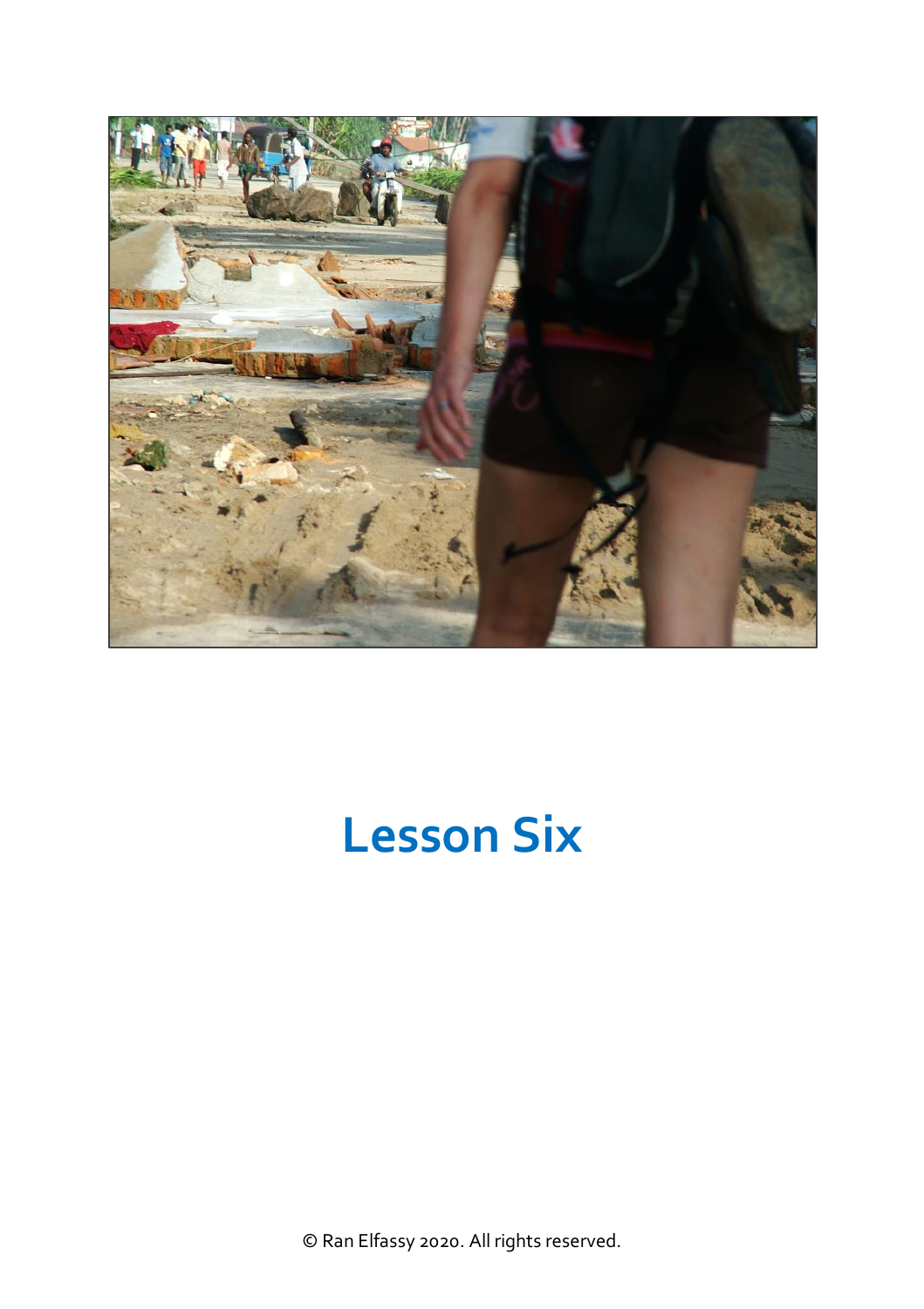# Lesson Six

© Ran Elfassy 2020. All rights reserved.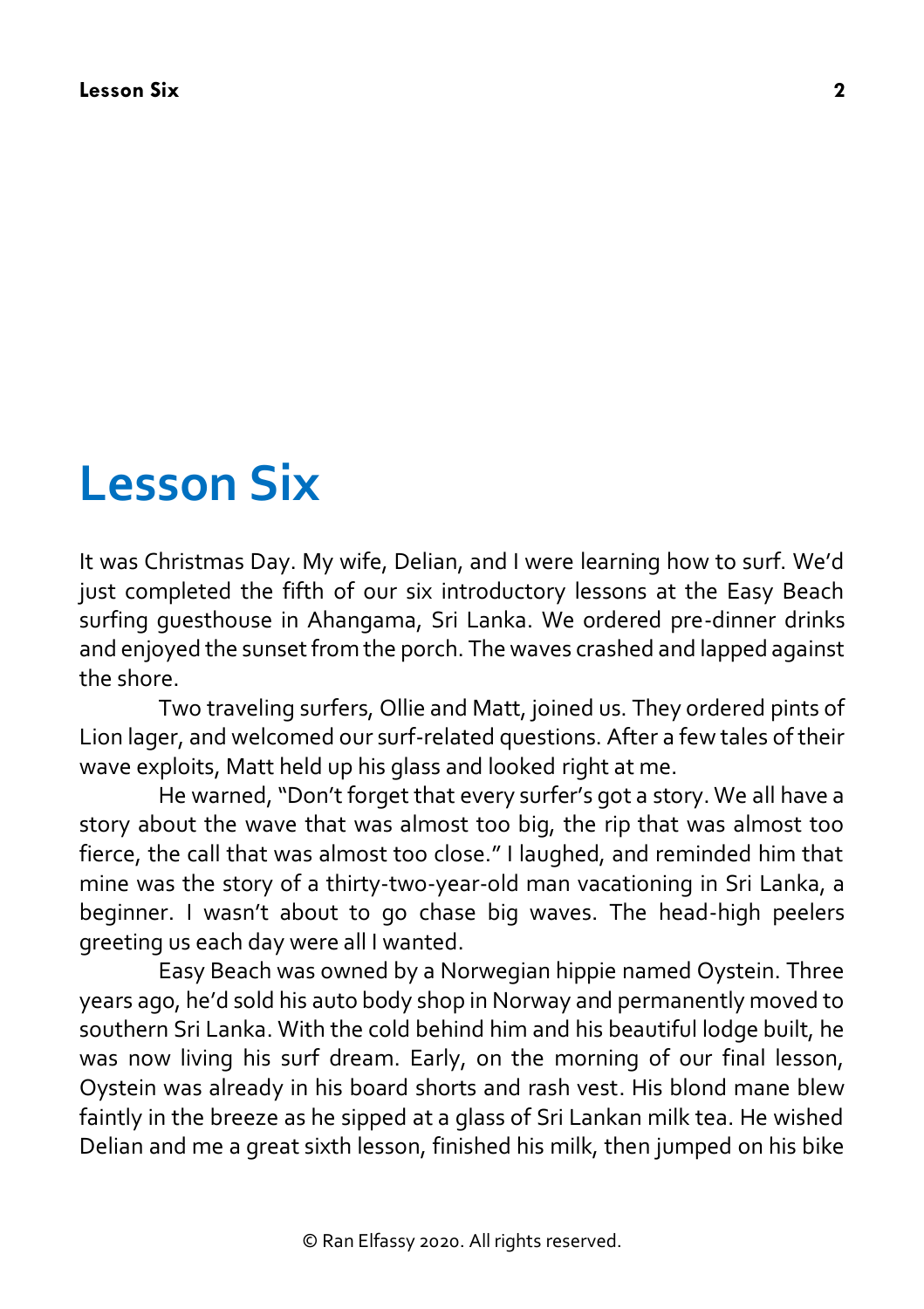# Lesson Six

It was Christmas Day. My wife, Delian, and I were learning how to surf. We'd just completed the fifth of our six introductory lessons at the Easy Beach surfing guesthouse in Ahangama, Sri Lanka. We ordered pre-dinner drinks and enjoyed the sunset from the porch. The waves crashed and lapped against the shore.

Two traveling surfers, Ollie and Matt, joined us. They ordered pints of Lion lager, and welcomed our surf-related questions. After a few tales of their wave exploits, Matt held up his glass and looked right at me.

He warned, "Don't forget that every surfer's got a story. We all have a story about the wave that was almost too big, the rip that was almost too fierce, the call that was almost too close." I laughed, and reminded him that mine was the story of a thirty-two-year-old man vacationing in Sri Lanka, a beginner. I wasn't about to go chase big waves. The head-high peelers greeting us each day were all I wanted.

Easy Beach was owned by a Norwegian hippie named Oystein. Three years ago, he'd sold his auto body shop in Norway and permanently moved to southern Sri Lanka. With the cold behind him and his beautiful lodge built, he was now living his surf dream. Early, on the morning of our final lesson, Oystein was already in his board shorts and rash vest. His blond mane blew faintly in the breeze as he sipped at a glass of Sri Lankan milk tea. He wished Delian and me a great sixth lesson, finished his milk, then jumped on his bike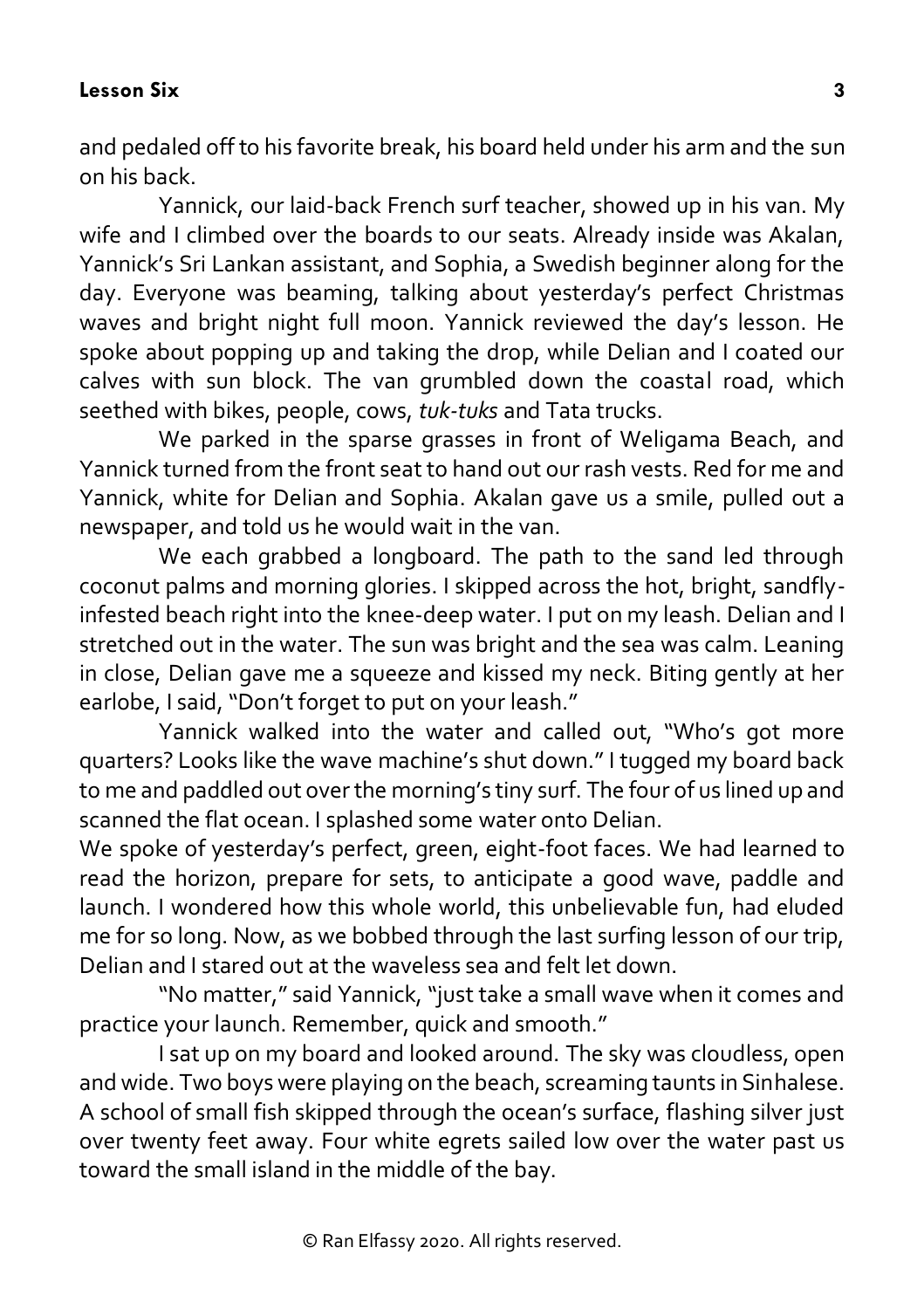and pedaled off to his favorite break, his board held under his arm and the sun on his back.

Yannick, our laid-back French surf teacher, showed up in his van. My wife and I climbed over the boards to our seats. Already inside was Akalan, Yannick's Sri Lankan assistant, and Sophia, a Swedish beginner along for the day. Everyone was beaming, talking about yesterday's perfect Christmas waves and bright night full moon. Yannick reviewed the day's lesson. He spoke about popping up and taking the drop, while Delian and I coated our calves with sun block. The van grumbled down the coastal road, which seethed with bikes, people, cows, *tuk-tuks* and Tata trucks.

We parked in the sparse grasses in front of Weligama Beach, and Yannick turned from the front seat to hand out our rash vests. Red for me and Yannick, white for Delian and Sophia. Akalan gave us a smile, pulled out a newspaper, and told us he would wait in the van.

We each grabbed a longboard. The path to the sand led through coconut palms and morning glories. I skipped across the hot, bright, sandfly-infested beach right into the knee-deep water. I put on my leash. Delian and I stretched out in the water. The sun was bright and the sea was calm. Leaning in close, Delian gave me a squeeze and kissed my neck. Biting gently at her earlobe, I said, "Don't forget to put on your leash."

Yannick walked into the water and called out, "Who's got more quarters? Looks like the wave machine's shut down." I tugged my board back to me and paddled out over the morning's tiny surf. The four of us lined up and scanned the flat ocean. I splashed some water onto Delian.

We spoke of yesterday's perfect, green, eight-foot faces. We had learned to read the horizon, prepare for sets, to anticipate a good wave, paddle and launch. I wondered how this whole world, this unbelievable fun, had eluded me for so long. Now, as we bobbed through the last surfing lesson of our trip, Delian and I stared out at the waveless sea and felt let down.

"No matter," said Yannick, "just take a small wave when it comes and practice your launch. Remember, quick and smooth."

I sat up on my board and looked around. The sky was cloudless, open and wide. Two boys were playing on the beach, screaming taunts in Sinhalese. A school of small fish skipped through the ocean's surface, flashing silver just over twenty feet away. Four white egrets sailed low over the water past us toward the small island in the middle of the bay.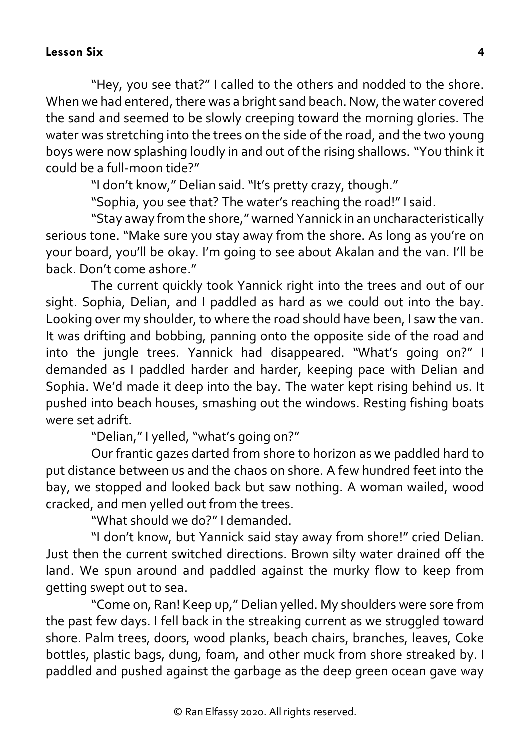"Hey, you see that?" I called to the others and nodded to the shore. When we had entered, there was a bright sand beach. Now, the water covered the sand and seemed to be slowly creeping toward the morning glories. The water was stretching into the trees on the side of the road, and the two young boys were now splashing loudly in and out of the rising shallows. "You think it could be a full-moon tide?"

"I don't know," Delian said. "It's pretty crazy, though."

"Sophia, you see that? The water's reaching the road!" I said.

"Stay away from the shore," warned Yannick in an uncharacteristically serious tone. "Make sure you stay away from the shore. As long as you're on your board, you'll be okay. I'm going to see about Akalan and the van. I'll be back. Don't come ashore."

The current quickly took Yannick right into the trees and out of our sight. Sophia, Delian, and I paddled as hard as we could out into the bay. Looking over my shoulder, to where the road should have been, I saw the van. It was drifting and bobbing, panning onto the opposite side of the road and into the jungle trees. Yannick had disappeared. "What's going on?" I demanded as I paddled harder and harder, keeping pace with Delian and Sophia. We'd made it deep into the bay. The water kept rising behind us. It pushed into beach houses, smashing out the windows. Resting fishing boats were set adrift.

"Delian," I yelled, "what's going on?"

Our frantic gazes darted from shore to horizon as we paddled hard to put distance between us and the chaos on shore. A few hundred feet into the bay, we stopped and looked back but saw nothing. A woman wailed, wood cracked, and men yelled out from the trees.

"What should we do?" I demanded.

"I don't know, but Yannick said stay away from shore!" cried Delian. Just then the current switched directions. Brown silty water drained off the land. We spun around and paddled against the murky flow to keep from getting swept out to sea.

"Come on, Ran! Keep up," Delian yelled. My shoulders were sore from the past few days. I fell back in the streaking current as we struggled toward shore. Palm trees, doors, wood planks, beach chairs, branches, leaves, Coke bottles, plastic bags, dung, foam, and other muck from shore streaked by. I paddled and pushed against the garbage as the deep green ocean gave way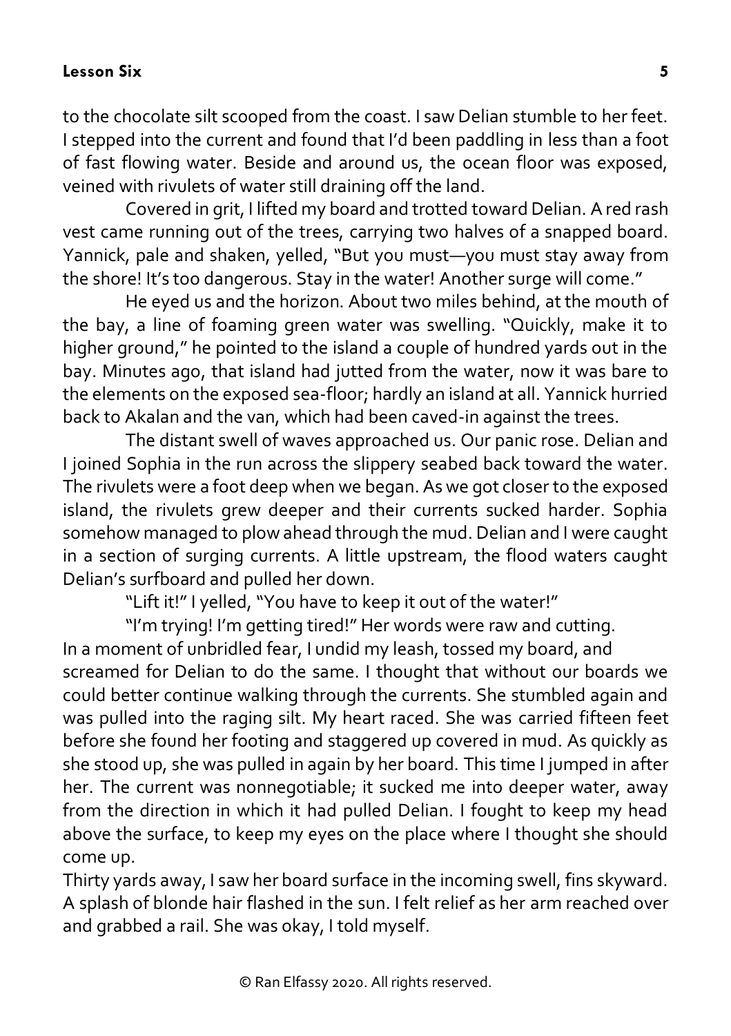to the chocolate silt scooped from the coast. I saw Delian stumble to her feet. I stepped into the current and found that I'd been paddling in less than a foot of fast flowing water. Beside and around us, the ocean floor was exposed, veined with rivulets of water still draining off the land.

Covered in grit, I lifted my board and trotted toward Delian. A red rash vest came running out of the trees, carrying two halves of a snapped board. Yannick, pale and shaken, yelled, "But you must—you must stay away from the shore! It's too dangerous. Stay in the water! Another surge will come."

He eyed us and the horizon. About two miles behind, at the mouth of the bay, a line of foaming green water was swelling. "Quickly, make it to higher ground," he pointed to the island a couple of hundred yards out in the bay. Minutes ago, that island had jutted from the water, now it was bare to the elements on the exposed sea-floor; hardly an island at all. Yannick hurried back to Akalan and the van, which had been caved-in against the trees.

The distant swell of waves approached us. Our panic rose. Delian and I joined Sophia in the run across the slippery seabed back toward the water. The rivulets were a foot deep when we began. As we got closer to the exposed island, the rivulets grew deeper and their currents sucked harder. Sophia somehow managed to plow ahead through the mud. Delian and I were caught in a section of surging currents. A little upstream, the flood waters caught Delian's surfboard and pulled her down.

"Lift it!" I yelled, "You have to keep it out of the water!"

"I'm trying! I'm getting tired!" Her words were raw and cutting.

In a moment of unbridled fear, I undid my leash, tossed my board, and screamed for Delian to do the same. I thought that without our boards we could better continue walking through the currents. She stumbled again and was pulled into the raging silt. My heart raced. She was carried fifteen feet before she found her footing and staggered up covered in mud. As quickly as she stood up, she was pulled in again by her board. This time I jumped in after her. The current was nonnegotiable; it sucked me into deeper water, away from the direction in which it had pulled Delian. I fought to keep my head above the surface, to keep my eyes on the place where I thought she should come up.

Thirty yards away, I saw her board surface in the incoming swell, fins skyward. A splash of blonde hair flashed in the sun. I felt relief as her arm reached over and grabbed a rail. She was okay, I told myself.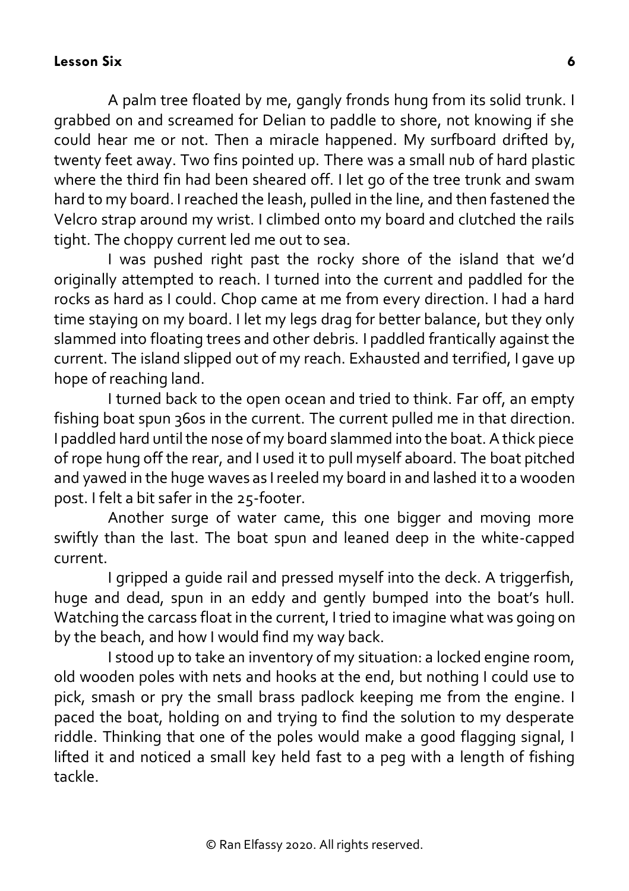A palm tree floated by me, gangly fronds hung from its solid trunk. I grabbed on and screamed for Delian to paddle to shore, not knowing if she could hear me or not. Then a miracle happened. My surfboard drifted by, twenty feet away. Two fins pointed up. There was a small nub of hard plastic where the third fin had been sheared off. I let go of the tree trunk and swam hard to my board. I reached the leash, pulled in the line, and then fastened the Velcro strap around my wrist. I climbed onto my board and clutched the rails tight. The choppy current led me out to sea.

I was pushed right past the rocky shore of the island that we'd originally attempted to reach. I turned into the current and paddled for the rocks as hard as I could. Chop came at me from every direction. I had a hard time staying on my board. I let my legs drag for better balance, but they only slammed into floating trees and other debris. I paddled frantically against the current. The island slipped out of my reach. Exhausted and terrified, I gave up hope of reaching land.

I turned back to the open ocean and tried to think. Far off, an empty fishing boat spun 360s in the current. The current pulled me in that direction. I paddled hard until the nose of my board slammed into the boat. A thick piece of rope hung off the rear, and I used it to pull myself aboard. The boat pitched and yawed in the huge waves as I reeled my board in and lashed it to a wooden post. I felt a bit safer in the 25-footer.

Another surge of water came, this one bigger and moving more swiftly than the last. The boat spun and leaned deep in the white-capped current.

I gripped a guide rail and pressed myself into the deck. A triggerfish, huge and dead, spun in an eddy and gently bumped into the boat's hull. Watching the carcass float in the current, I tried to imagine what was going on by the beach, and how I would find my way back.

I stood up to take an inventory of my situation: a locked engine room, old wooden poles with nets and hooks at the end, but nothing I could use to pick, smash or pry the small brass padlock keeping me from the engine. I paced the boat, holding on and trying to find the solution to my desperate riddle. Thinking that one of the poles would make a good flagging signal, I lifted it and noticed a small key held fast to a peg with a length of fishing tackle.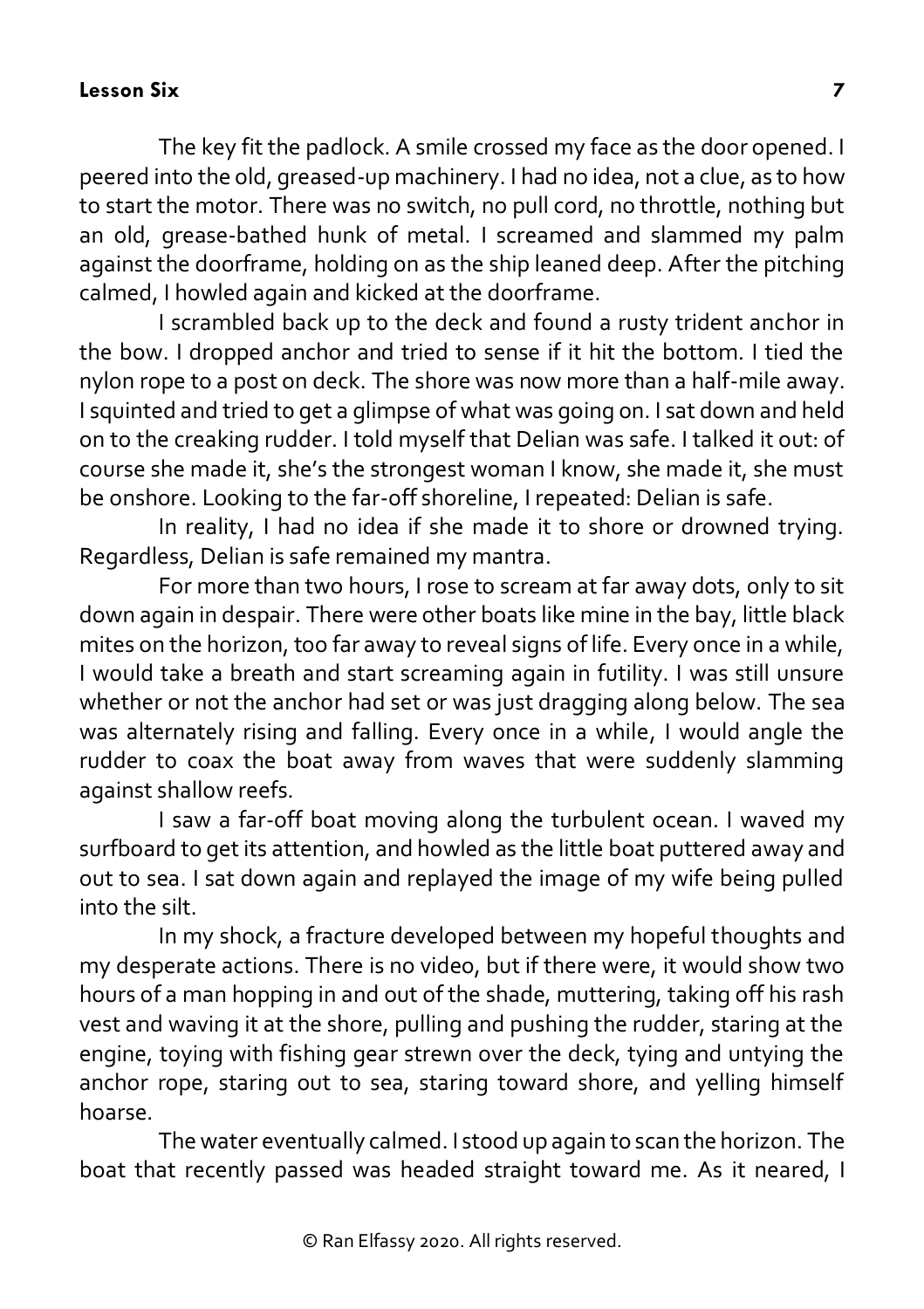The key fit the padlock. A smile crossed my face as the door opened. I peered into the old, greased-up machinery. I had no idea, not a clue, as to how to start the motor. There was no switch, no pull cord, no throttle, nothing but an old, grease-bathed hunk of metal. I screamed and slammed my palm against the doorframe, holding on as the ship leaned deep. After the pitching calmed, I howled again and kicked at the doorframe.

I scrambled back up to the deck and found a rusty trident anchor in the bow. I dropped anchor and tried to sense if it hit the bottom. I tied the nylon rope to a post on deck. The shore was now more than a half-mile away. I squinted and tried to get a glimpse of what was going on. I sat down and held on to the creaking rudder. I told myself that Delian was safe. I talked it out: of course she made it, she's the strongest woman I know, she made it, she must be onshore. Looking to the far-off shoreline, I repeated: Delian is safe.

In reality, I had no idea if she made it to shore or drowned trying. Regardless, Delian is safe remained my mantra.

For more than two hours, I rose to scream at far away dots, only to sit down again in despair. There were other boats like mine in the bay, little black mites on the horizon, too far away to reveal signs of life. Every once in a while, I would take a breath and start screaming again in futility. I was still unsure whether or not the anchor had set or was just dragging along below. The sea was alternately rising and falling. Every once in a while, I would angle the rudder to coax the boat away from waves that were suddenly slamming against shallow reefs.

I saw a far-off boat moving along the turbulent ocean. I waved my surfboard to get its attention, and howled as the little boat puttered away and out to sea. I sat down again and replayed the image of my wife being pulled into the silt.

In my shock, a fracture developed between my hopeful thoughts and my desperate actions. There is no video, but if there were, it would show two hours of a man hopping in and out of the shade, muttering, taking off his rash vest and waving it at the shore, pulling and pushing the rudder, staring at the engine, toying with fishing gear strewn over the deck, tying and untying the anchor rope, staring out to sea, staring toward shore, and yelling himself hoarse.

The water eventually calmed. I stood up again to scan the horizon. The boat that recently passed was headed straight toward me. As it neared, I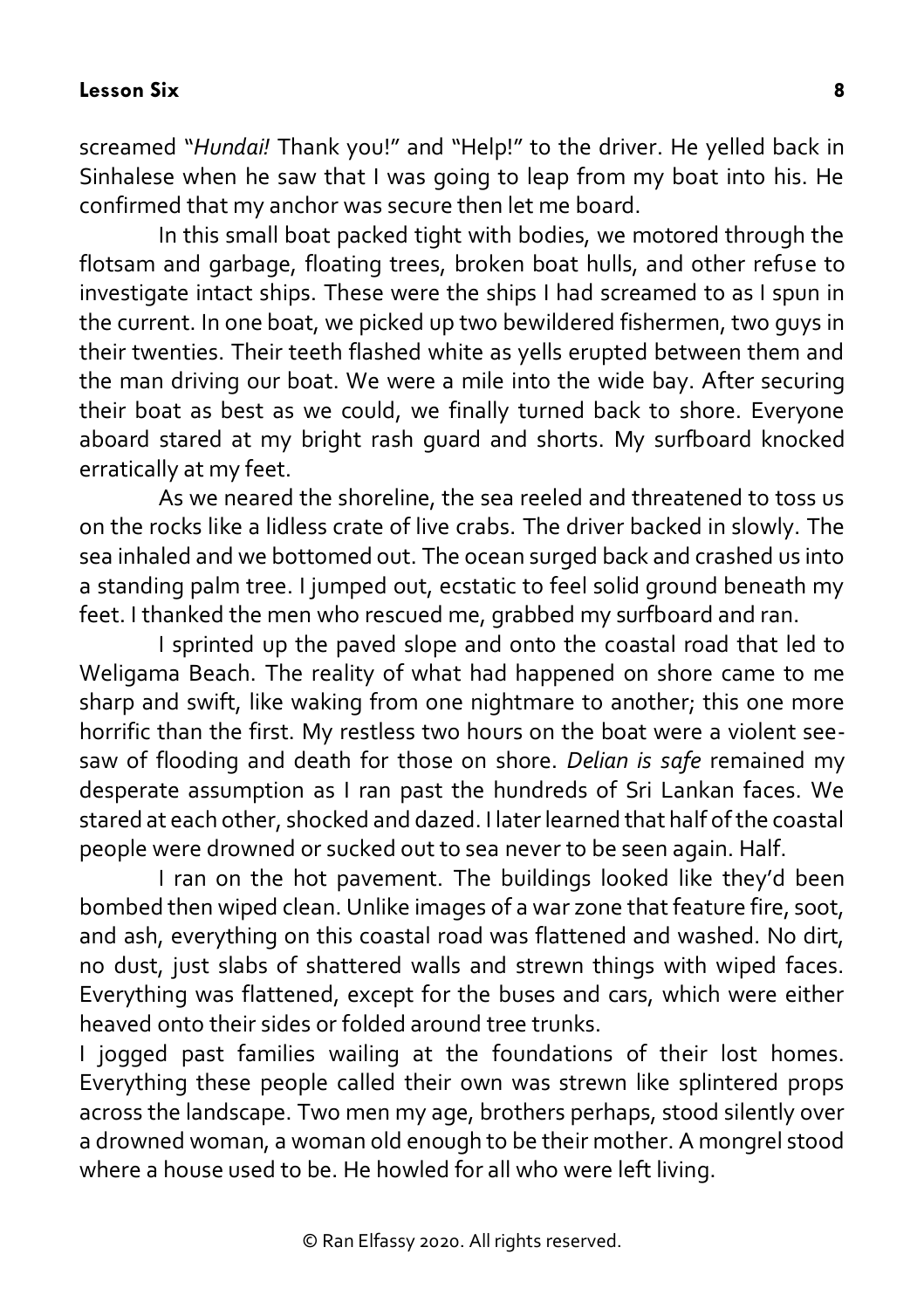screamed "*Hundai!* Thank you!" and "Help!" to the driver. He yelled back in Sinhalese when he saw that I was going to leap from my boat into his. He confirmed that my anchor was secure then let me board.

In this small boat packed tight with bodies, we motored through the flotsam and garbage, floating trees, broken boat hulls, and other refuse to investigate intact ships. These were the ships I had screamed to as I spun in the current. In one boat, we picked up two bewildered fishermen, two guys in their twenties. Their teeth flashed white as yells erupted between them and the man driving our boat. We were a mile into the wide bay. After securing their boat as best as we could, we finally turned back to shore. Everyone aboard stared at my bright rash guard and shorts. My surfboard knocked erratically at my feet.

As we neared the shoreline, the sea reeled and threatened to toss us on the rocks like a lidless crate of live crabs. The driver backed in slowly. The sea inhaled and we bottomed out. The ocean surged back and crashed us into a standing palm tree. I jumped out, ecstatic to feel solid ground beneath my feet. I thanked the men who rescued me, grabbed my surfboard and ran.

I sprinted up the paved slope and onto the coastal road that led to Weligama Beach. The reality of what had happened on shore came to me sharp and swift, like waking from one nightmare to another; this one more horrific than the first. My restless two hours on the boat were a violent see-saw of flooding and death for those on shore. *Delian is safe* remained my desperate assumption as I ran past the hundreds of Sri Lankan faces. We stared at each other, shocked and dazed. I later learned that half of the coastal people were drowned or sucked out to sea never to be seen again. Half.

I ran on the hot pavement. The buildings looked like they'd been bombed then wiped clean. Unlike images of a war zone that feature fire, soot, and ash, everything on this coastal road was flattened and washed. No dirt, no dust, just slabs of shattered walls and strewn things with wiped faces. Everything was flattened, except for the buses and cars, which were either heaved onto their sides or folded around tree trunks.

I jogged past families wailing at the foundations of their lost homes. Everything these people called their own was strewn like splintered props across the landscape. Two men my age, brothers perhaps, stood silently over a drowned woman, a woman old enough to be their mother. A mongrel stood where a house used to be. He howled for all who were left living.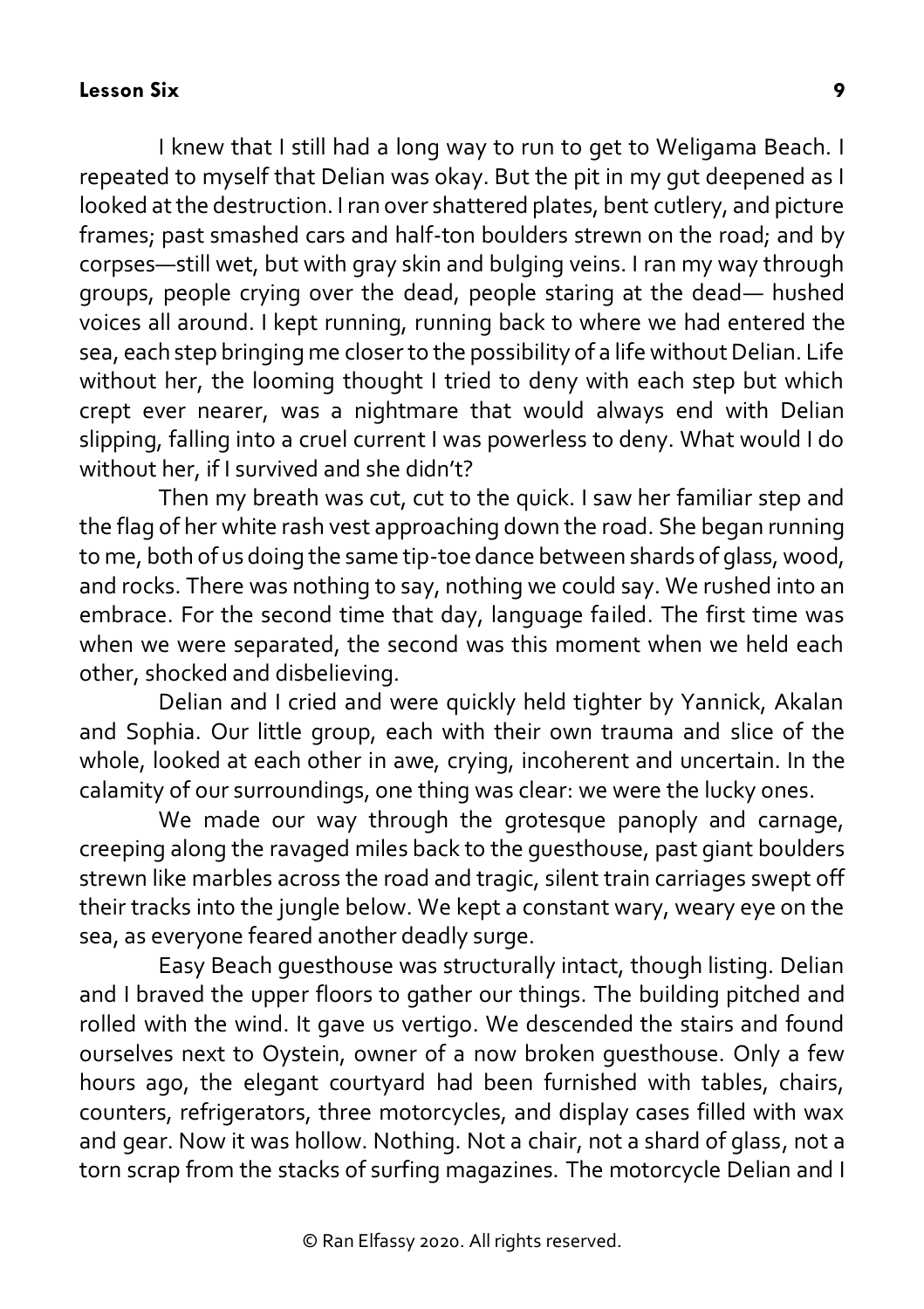I knew that I still had a long way to run to get to Weligama Beach. I repeated to myself that Delian was okay. But the pit in my gut deepened as I looked at the destruction. I ran over shattered plates, bent cutlery, and picture frames; past smashed cars and half-ton boulders strewn on the road; and by corpses—still wet, but with gray skin and bulging veins. I ran my way through groups, people crying over the dead, people staring at the dead— hushed voices all around. I kept running, running back to where we had entered the sea, each step bringing me closer to the possibility of a life without Delian. Life without her, the looming thought I tried to deny with each step but which crept ever nearer, was a nightmare that would always end with Delian slipping, falling into a cruel current I was powerless to deny. What would I do without her, if I survived and she didn't?

Then my breath was cut, cut to the quick. I saw her familiar step and the flag of her white rash vest approaching down the road. She began running to me, both of us doing the same tip-toe dance between shards of glass, wood, and rocks. There was nothing to say, nothing we could say. We rushed into an embrace. For the second time that day, language failed. The first time was when we were separated, the second was this moment when we held each other, shocked and disbelieving.

Delian and I cried and were quickly held tighter by Yannick, Akalan and Sophia. Our little group, each with their own trauma and slice of the whole, looked at each other in awe, crying, incoherent and uncertain. In the calamity of our surroundings, one thing was clear: we were the lucky ones.

We made our way through the grotesque panoply and carnage, creeping along the ravaged miles back to the guesthouse, past giant boulders strewn like marbles across the road and tragic, silent train carriages swept off their tracks into the jungle below. We kept a constant wary, weary eye on the sea, as everyone feared another deadly surge.

Easy Beach guesthouse was structurally intact, though listing. Delian and I braved the upper floors to gather our things. The building pitched and rolled with the wind. It gave us vertigo. We descended the stairs and found ourselves next to Oystein, owner of a now broken guesthouse. Only a few hours ago, the elegant courtyard had been furnished with tables, chairs, counters, refrigerators, three motorcycles, and display cases filled with wax and gear. Now it was hollow. Nothing. Not a chair, not a shard of glass, not a torn scrap from the stacks of surfing magazines. The motorcycle Delian and I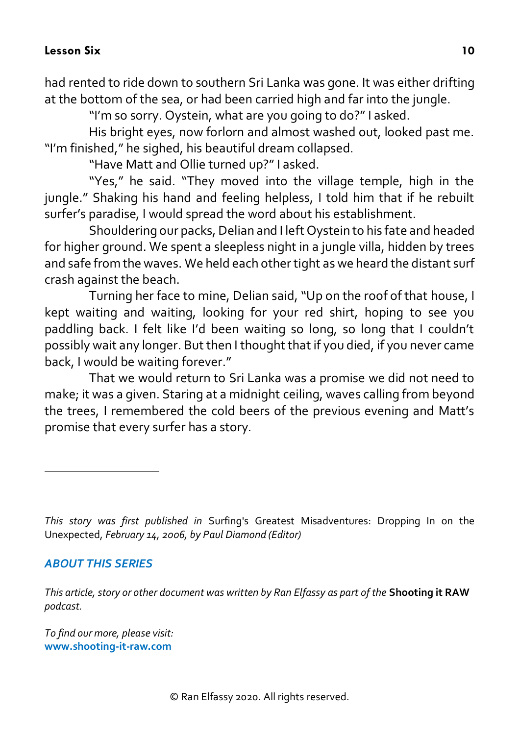had rented to ride down to southern Sri Lanka was gone. It was either drifting at the bottom of the sea, or had been carried high and far into the jungle.

"I'm so sorry. Oystein, what are you going to do?" I asked.

His bright eyes, now forlorn and almost washed out, looked past me. "I'm finished," he sighed, his beautiful dream collapsed.

"Have Matt and Ollie turned up?" I asked.

"Yes," he said. "They moved into the village temple, high in the jungle." Shaking his hand and feeling helpless, I told him that if he rebuilt surfer's paradise, I would spread the word about his establishment.

Shouldering our packs, Delian and I left Oystein to his fate and headed for higher ground. We spent a sleepless night in a jungle villa, hidden by trees and safe from the waves. We held each other tight as we heard the distant surf crash against the beach.

Turning her face to mine, Delian said, "Up on the roof of that house, I kept waiting and waiting, looking for your red shirt, hoping to see you paddling back. I felt like I'd been waiting so long, so long that I couldn't possibly wait any longer. But then I thought that if you died, if you never came back, I would be waiting forever."

That we would return to Sri Lanka was a promise we did not need to make; it was a given. Staring at a midnight ceiling, waves calling from beyond the trees, I remembered the cold beers of the previous evening and Matt's promise that every surfer has a story.

---

*This story was first published in* Surfing's Greatest Misadventures: Dropping In on the Unexpected, *February 14, 2006, by Paul Diamond (Editor)*

***ABOUT THIS SERIES***

*This article, story or other document was written by Ran Elfassy as part of the* **Shooting it RAW** *podcast.*

*To find our more, please visit:*
**www.shooting-it-raw.com**

© Ran Elfassy 2020. All rights reserved.